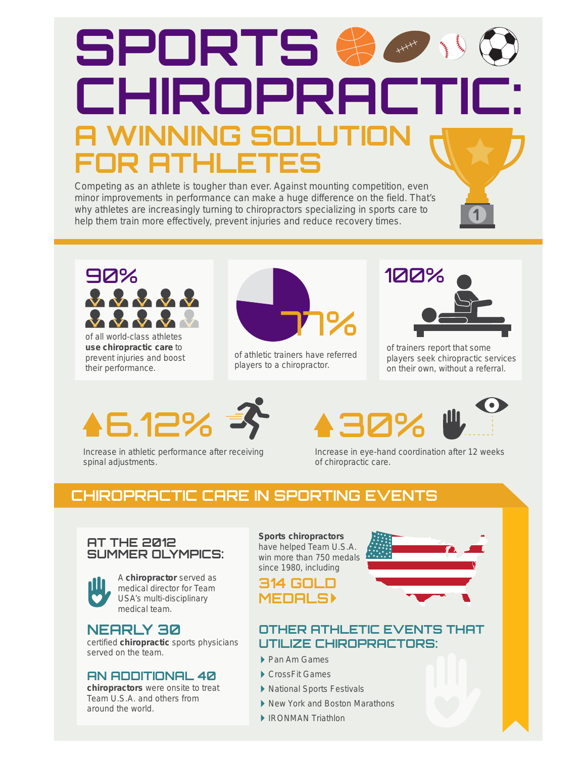# SPORTS CHIROPRACTIC:

## A WINNING SOLUTION FOR ATHLETES

Competing as an athlete is tougher than ever. Against mounting competition, even minor improvements in performance can make a huge difference on the field. That's why athletes are increasingly turning to chiropractors specializing in sports care to help them train more effectively, prevent injuries and reduce recovery times.

**90%**

of all world-class athletes **use chiropractic care** to prevent injuries and boost their performance.

**77%**

of athletic trainers have referred players to a chiropractor.

**100%**

of trainers report that some players seek chiropractic services on their own, without a referral.

**▲6.12%**

Increase in athletic performance after receiving spinal adjustments.

**▲30%**

Increase in eye-hand coordination after 12 weeks of chiropractic care.

## CHIROPRACTIC CARE IN SPORTING EVENTS

### AT THE 2012 SUMMER OLYMPICS:

A **chiropractor** served as medical director for Team USA's multi-disciplinary medical team.

**NEARLY 30**

certified **chiropractic** sports physicians served on the team.

**AN ADDITIONAL 40**

**chiropractors** were onsite to treat Team U.S.A. and others from around the world.

**Sports chiropractors** have helped Team U.S.A. win more than 750 medals since 1980, including

**314 GOLD MEDALS**

### OTHER ATHLETIC EVENTS THAT UTILIZE CHIROPRACTORS:

- Pan Am Games
- CrossFit Games
- National Sports Festivals
- New York and Boston Marathons
- IRONMAN Triathlon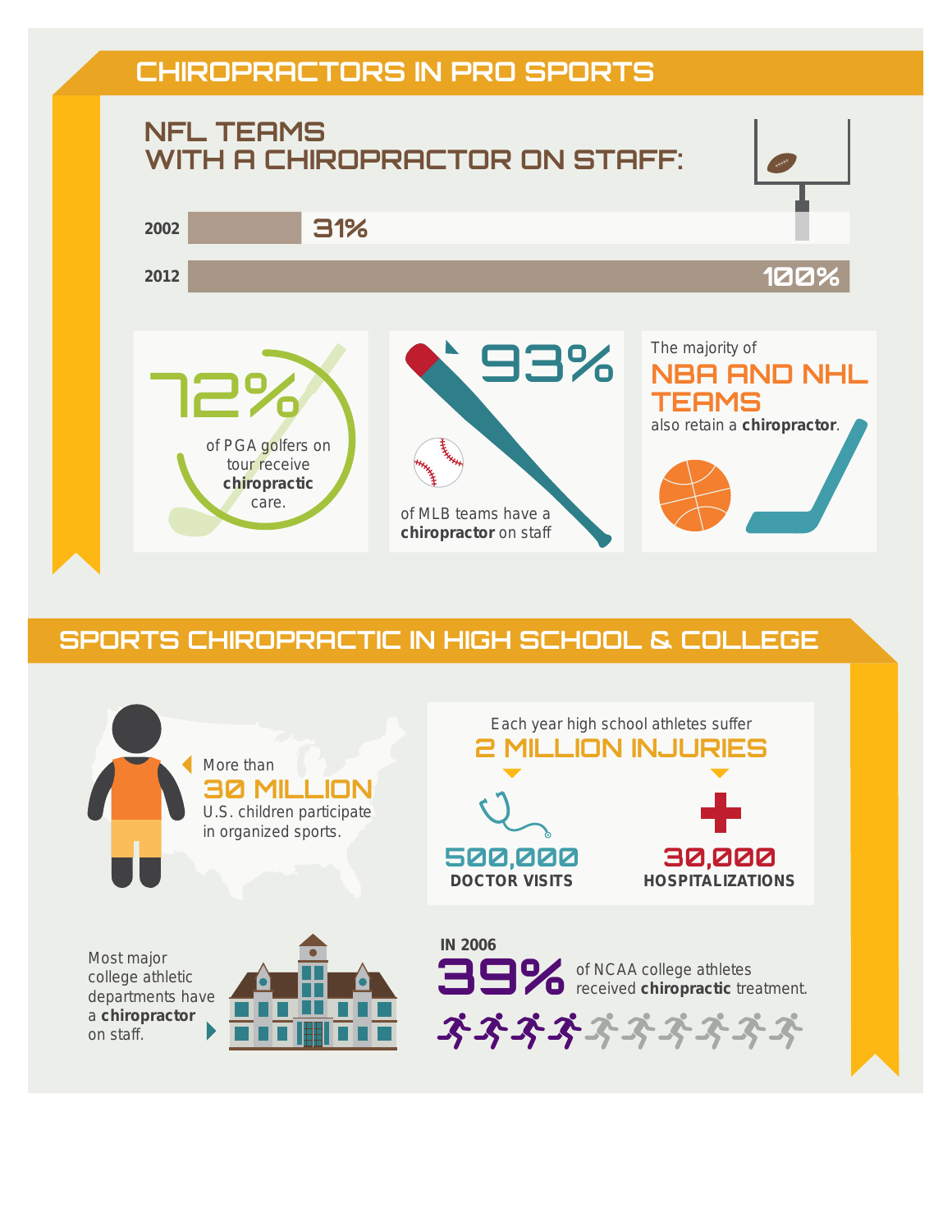# CHIROPRACTORS IN PRO SPORTS

## NFL TEAMS WITH A CHIROPRACTOR ON STAFF:

| Year | Percentage |
| --- | --- |
| 2002 | 31% |
| 2012 | 100% |

**72%** of PGA golfers on tour receive **chiropractic** care.

**93%** of MLB teams have a **chiropractor** on staff

The majority of **NBA AND NHL TEAMS** also retain a **chiropractor**.

# SPORTS CHIROPRACTIC IN HIGH SCHOOL & COLLEGE

More than **30 MILLION** U.S. children participate in organized sports.

Each year high school athletes suffer **2 MILLION INJURIES**

- **500,000** DOCTOR VISITS
- **30,000** HOSPITALIZATIONS

Most major college athletic departments have a **chiropractor** on staff.

IN 2006 **39%** of NCAA college athletes received **chiropractic** treatment.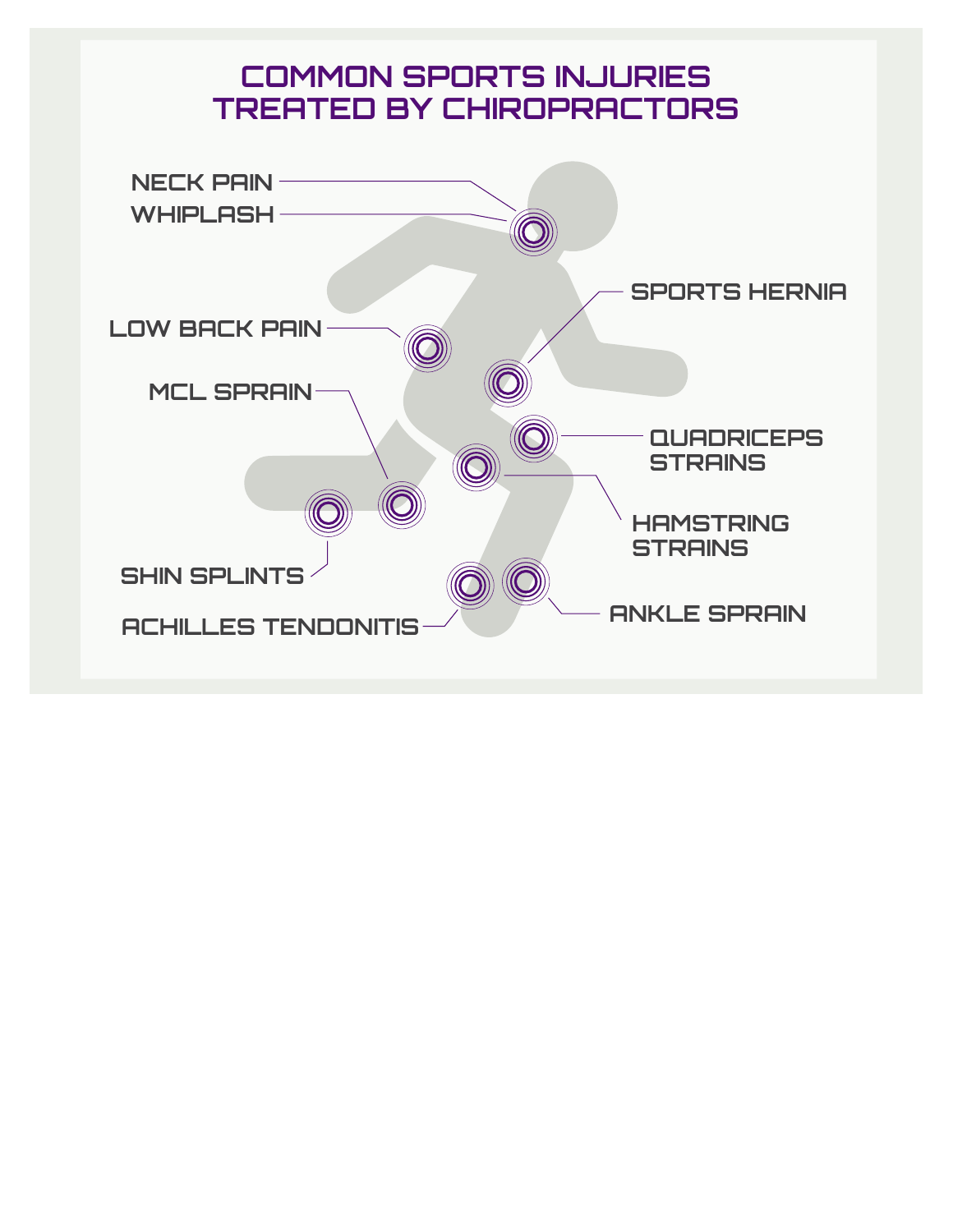# COMMON SPORTS INJURIES TREATED BY CHIROPRACTORS

- NECK PAIN
- WHIPLASH
- SPORTS HERNIA
- LOW BACK PAIN
- MCL SPRAIN
- QUADRICEPS STRAINS
- HAMSTRING STRAINS
- SHIN SPLINTS
- ACHILLES TENDONITIS
- ANKLE SPRAIN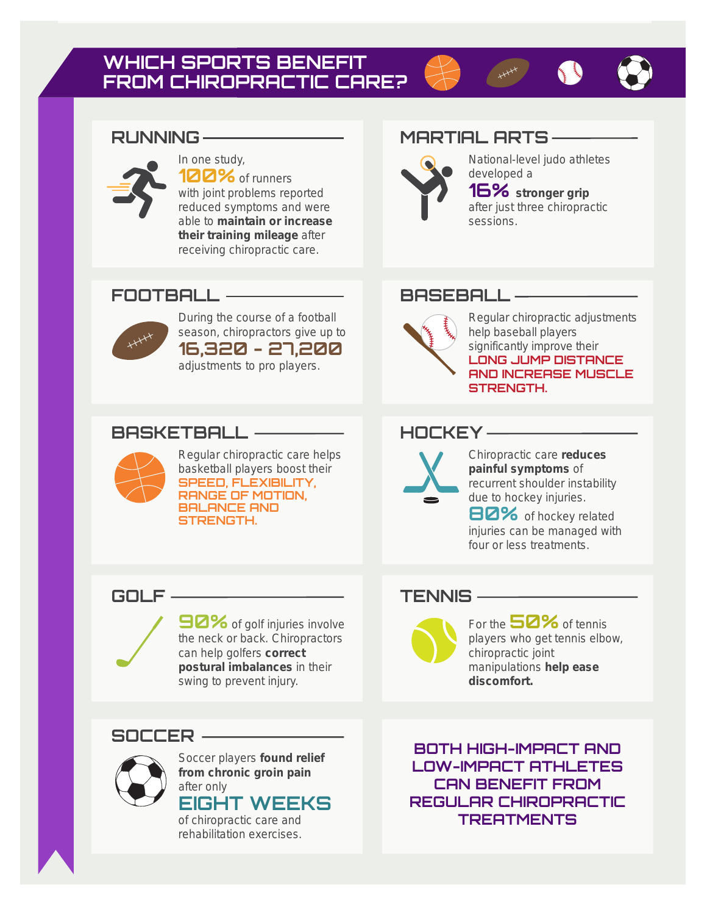# WHICH SPORTS BENEFIT FROM CHIROPRACTIC CARE?

## RUNNING

In one study, **100%** of runners with joint problems reported reduced symptoms and were able to **maintain or increase their training mileage** after receiving chiropractic care.

## MARTIAL ARTS

National-level judo athletes developed a **16% stronger grip** after just three chiropractic sessions.

## FOOTBALL

During the course of a football season, chiropractors give up to **16,320 – 27,200** adjustments to pro players.

## BASEBALL

Regular chiropractic adjustments help baseball players significantly improve their **LONG JUMP DISTANCE AND INCREASE MUSCLE STRENGTH.**

## BASKETBALL

Regular chiropractic care helps basketball players boost their **SPEED, FLEXIBILITY, RANGE OF MOTION, BALANCE AND STRENGTH.**

## HOCKEY

Chiropractic care **reduces painful symptoms** of recurrent shoulder instability due to hockey injuries.

**80%** of hockey related injuries can be managed with four or less treatments.

## GOLF

**90%** of golf injuries involve the neck or back. Chiropractors can help golfers **correct postural imbalances** in their swing to prevent injury.

## TENNIS

For the **50%** of tennis players who get tennis elbow, chiropractic joint manipulations **help ease discomfort.**

## SOCCER

Soccer players **found relief from chronic groin pain** after only **EIGHT WEEKS** of chiropractic care and rehabilitation exercises.

**BOTH HIGH-IMPACT AND LOW-IMPACT ATHLETES CAN BENEFIT FROM REGULAR CHIROPRACTIC TREATMENTS**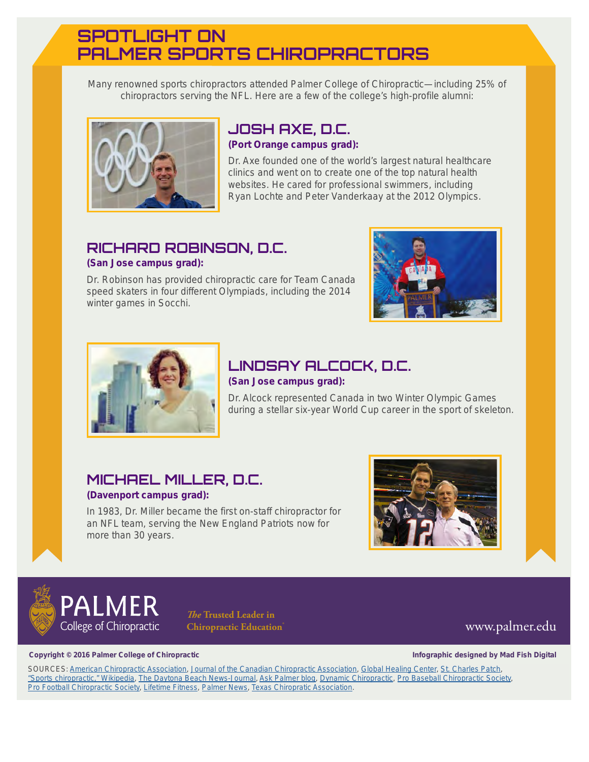# SPOTLIGHT ON PALMER SPORTS CHIROPRACTORS

Many renowned sports chiropractors attended Palmer College of Chiropractic—including 25% of chiropractors serving the NFL. Here are a few of the college's high-profile alumni:

## JOSH AXE, D.C.

**(Port Orange campus grad):**

Dr. Axe founded one of the world's largest natural healthcare clinics and went on to create one of the top natural health websites. He cared for professional swimmers, including Ryan Lochte and Peter Vanderkaay at the 2012 Olympics.

## RICHARD ROBINSON, D.C.

**(San Jose campus grad):**

Dr. Robinson has provided chiropractic care for Team Canada speed skaters in four different Olympiads, including the 2014 winter games in Socchi.

## LINDSAY ALCOCK, D.C.

**(San Jose campus grad):**

Dr. Alcock represented Canada in two Winter Olympic Games during a stellar six-year World Cup career in the sport of skeleton.

## MICHAEL MILLER, D.C.

**(Davenport campus grad):**

In 1983, Dr. Miller became the first on-staff chiropractor for an NFL team, serving the New England Patriots now for more than 30 years.

PALMER College of Chiropractic

*The* Trusted Leader in Chiropractic Education

www.palmer.edu

**Copyright © 2016 Palmer College of Chiropractic**

**Infographic designed by Mad Fish Digital**

SOURCES: American Chiropractic Association, Journal of the Canadian Chiropractic Association, Global Healing Center, St. Charles Patch, "Sports chiropractic," Wikipedia, The Daytona Beach News-Journal, Ask Palmer blog, Dynamic Chiropractic, Pro Baseball Chiropractic Society, Pro Football Chiropractic Society, Lifetime Fitness, Palmer News, Texas Chiropratic Association.